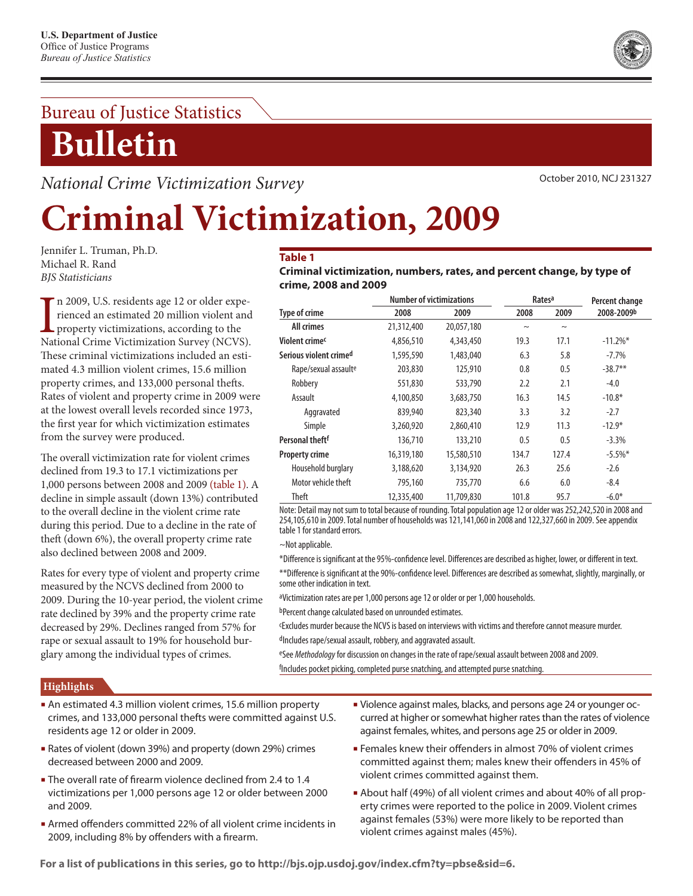U.S. Department of Justice
Office of Justice Programs
*Bureau of Justice Statistics*

# Bureau of Justice Statistics Bulletin

*National Crime Victimization Survey*

October 2010, NCJ 231327

# Criminal Victimization, 2009

Jennifer L. Truman, Ph.D.
Michael R. Rand
*BJS Statisticians*

In 2009, U.S. residents age 12 or older experienced an estimated 20 million violent and property victimizations, according to the National Crime Victimization Survey (NCVS). These criminal victimizations included an estimated 4.3 million violent crimes, 15.6 million property crimes, and 133,000 personal thefts. Rates of violent and property crime in 2009 were at the lowest overall levels recorded since 1973, the first year for which victimization estimates from the survey were produced.

The overall victimization rate for violent crimes declined from 19.3 to 17.1 victimizations per 1,000 persons between 2008 and 2009 (table 1). A decline in simple assault (down 13%) contributed to the overall decline in the violent crime rate during this period. Due to a decline in the rate of theft (down 6%), the overall property crime rate also declined between 2008 and 2009.

Rates for every type of violent and property crime measured by the NCVS declined from 2000 to 2009. During the 10-year period, the violent crime rate declined by 39% and the property crime rate decreased by 29%. Declines ranged from 57% for rape or sexual assault to 19% for household burglary among the individual types of crimes.

**Table 1**
**Criminal victimization, numbers, rates, and percent change, by type of crime, 2008 and 2009**

| Type of crime | Number of victimizations | | Rates[a] | | Percent change |
|---|---|---|---|---|---|
| | 2008 | 2009 | 2008 | 2009 | 2008-2009[b] |
| **All crimes** | 21,312,400 | 20,057,180 | ~ | ~ | |
| **Violent crime**[c] | 4,856,510 | 4,343,450 | 19.3 | 17.1 | -11.2%* |
| **Serious violent crime**[d] | 1,595,590 | 1,483,040 | 6.3 | 5.8 | -7.7% |
| Rape/sexual assault[e] | 203,830 | 125,910 | 0.8 | 0.5 | -38.7** |
| Robbery | 551,830 | 533,790 | 2.2 | 2.1 | -4.0 |
| Assault | 4,100,850 | 3,683,750 | 16.3 | 14.5 | -10.8* |
| Aggravated | 839,940 | 823,340 | 3.3 | 3.2 | -2.7 |
| Simple | 3,260,920 | 2,860,410 | 12.9 | 11.3 | -12.9* |
| **Personal theft**[f] | 136,710 | 133,210 | 0.5 | 0.5 | -3.3% |
| **Property crime** | 16,319,180 | 15,580,510 | 134.7 | 127.4 | -5.5%* |
| Household burglary | 3,188,620 | 3,134,920 | 26.3 | 25.6 | -2.6 |
| Motor vehicle theft | 795,160 | 735,770 | 6.6 | 6.0 | -8.4 |
| Theft | 12,335,400 | 11,709,830 | 101.8 | 95.7 | -6.0* |

Note: Detail may not sum to total because of rounding. Total population age 12 or older was 252,242,520 in 2008 and 254,105,610 in 2009. Total number of households was 121,141,060 in 2008 and 122,327,660 in 2009. See appendix table 1 for standard errors.

~Not applicable.

*Difference is significant at the 95%-confidence level. Differences are described as higher, lower, or different in text.

**Difference is significant at the 90%-confidence level. Differences are described as somewhat, slightly, marginally, or some other indication in text.

[a]Victimization rates are per 1,000 persons age 12 or older or per 1,000 households.

[b]Percent change calculated based on unrounded estimates.

[c]Excludes murder because the NCVS is based on interviews with victims and therefore cannot measure murder.

[d]Includes rape/sexual assault, robbery, and aggravated assault.

[e]See *Methodology* for discussion on changes in the rate of rape/sexual assault between 2008 and 2009.

[f]Includes pocket picking, completed purse snatching, and attempted purse snatching.

## Highlights

- An estimated 4.3 million violent crimes, 15.6 million property crimes, and 133,000 personal thefts were committed against U.S. residents age 12 or older in 2009.
- Rates of violent (down 39%) and property (down 29%) crimes decreased between 2000 and 2009.
- The overall rate of firearm violence declined from 2.4 to 1.4 victimizations per 1,000 persons age 12 or older between 2000 and 2009.
- Armed offenders committed 22% of all violent crime incidents in 2009, including 8% by offenders with a firearm.
- Violence against males, blacks, and persons age 24 or younger occurred at higher or somewhat higher rates than the rates of violence against females, whites, and persons age 25 or older in 2009.
- Females knew their offenders in almost 70% of violent crimes committed against them; males knew their offenders in 45% of violent crimes committed against them.
- About half (49%) of all violent crimes and about 40% of all property crimes were reported to the police in 2009. Violent crimes against females (53%) were more likely to be reported than violent crimes against males (45%).

**For a list of publications in this series, go to http://bjs.ojp.usdoj.gov/index.cfm?ty=pbse&sid=6.**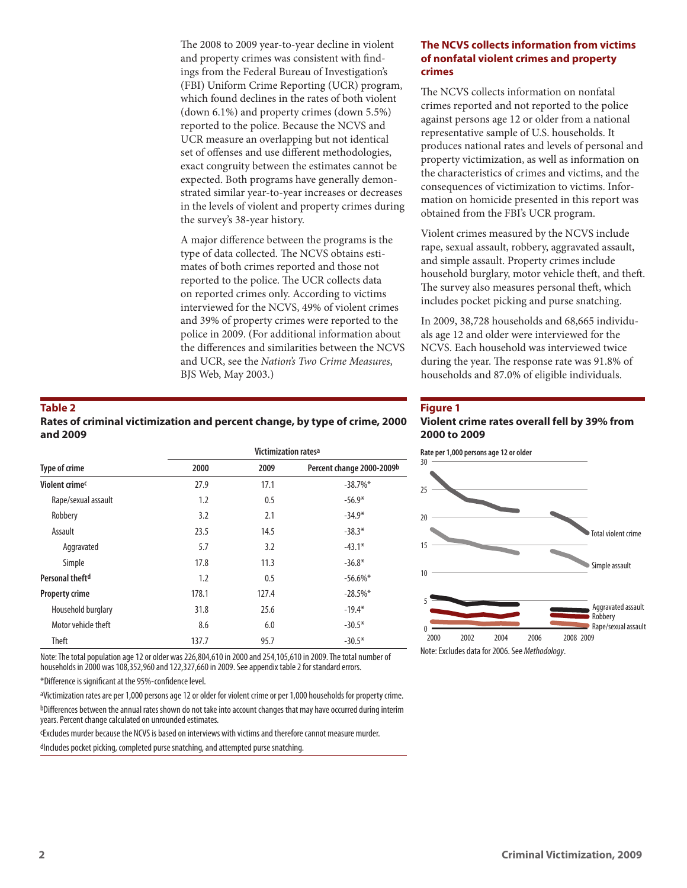The 2008 to 2009 year-to-year decline in violent and property crimes was consistent with findings from the Federal Bureau of Investigation's (FBI) Uniform Crime Reporting (UCR) program, which found declines in the rates of both violent (down 6.1%) and property crimes (down 5.5%) reported to the police. Because the NCVS and UCR measure an overlapping but not identical set of offenses and use different methodologies, exact congruity between the estimates cannot be expected. Both programs have generally demonstrated similar year-to-year increases or decreases in the levels of violent and property crimes during the survey's 38-year history.

A major difference between the programs is the type of data collected. The NCVS obtains estimates of both crimes reported and those not reported to the police. The UCR collects data on reported crimes only. According to victims interviewed for the NCVS, 49% of violent crimes and 39% of property crimes were reported to the police in 2009. (For additional information about the differences and similarities between the NCVS and UCR, see the *Nation's Two Crime Measures*, BJS Web, May 2003.)

### The NCVS collects information from victims of nonfatal violent crimes and property crimes

The NCVS collects information on nonfatal crimes reported and not reported to the police against persons age 12 or older from a national representative sample of U.S. households. It produces national rates and levels of personal and property victimization, as well as information on the characteristics of crimes and victims, and the consequences of victimization to victims. Information on homicide presented in this report was obtained from the FBI's UCR program.

Violent crimes measured by the NCVS include rape, sexual assault, robbery, aggravated assault, and simple assault. Property crimes include household burglary, motor vehicle theft, and theft. The survey also measures personal theft, which includes pocket picking and purse snatching.

In 2009, 38,728 households and 68,665 individuals age 12 and older were interviewed for the NCVS. Each household was interviewed twice during the year. The response rate was 91.8% of households and 87.0% of eligible individuals.

**Table 2**
**Rates of criminal victimization and percent change, by type of crime, 2000 and 2009**

| Type of crime | Victimization rates[a] | | |
|---|---|---|---|
| | 2000 | 2009 | Percent change 2000-2009[b] |
| **Violent crime[c]** | 27.9 | 17.1 | -38.7%* |
| Rape/sexual assault | 1.2 | 0.5 | -56.9* |
| Robbery | 3.2 | 2.1 | -34.9* |
| Assault | 23.5 | 14.5 | -38.3* |
| Aggravated | 5.7 | 3.2 | -43.1* |
| Simple | 17.8 | 11.3 | -36.8* |
| **Personal theft[d]** | 1.2 | 0.5 | -56.6%* |
| **Property crime** | 178.1 | 127.4 | -28.5%* |
| Household burglary | 31.8 | 25.6 | -19.4* |
| Motor vehicle theft | 8.6 | 6.0 | -30.5* |
| Theft | 137.7 | 95.7 | -30.5* |

Note: The total population age 12 or older was 226,804,610 in 2000 and 254,105,610 in 2009. The total number of households in 2000 was 108,352,960 and 122,327,660 in 2009. See appendix table 2 for standard errors.

*Difference is significant at the 95%-confidence level.

[a]Victimization rates are per 1,000 persons age 12 or older for violent crime or per 1,000 households for property crime.

[b]Differences between the annual rates shown do not take into account changes that may have occurred during interim years. Percent change calculated on unrounded estimates.

[c]Excludes murder because the NCVS is based on interviews with victims and therefore cannot measure murder.

[d]Includes pocket picking, completed purse snatching, and attempted purse snatching.

**Figure 1**
**Violent crime rates overall fell by 39% from 2000 to 2009**

Note: Excludes data for 2006. See *Methodology*.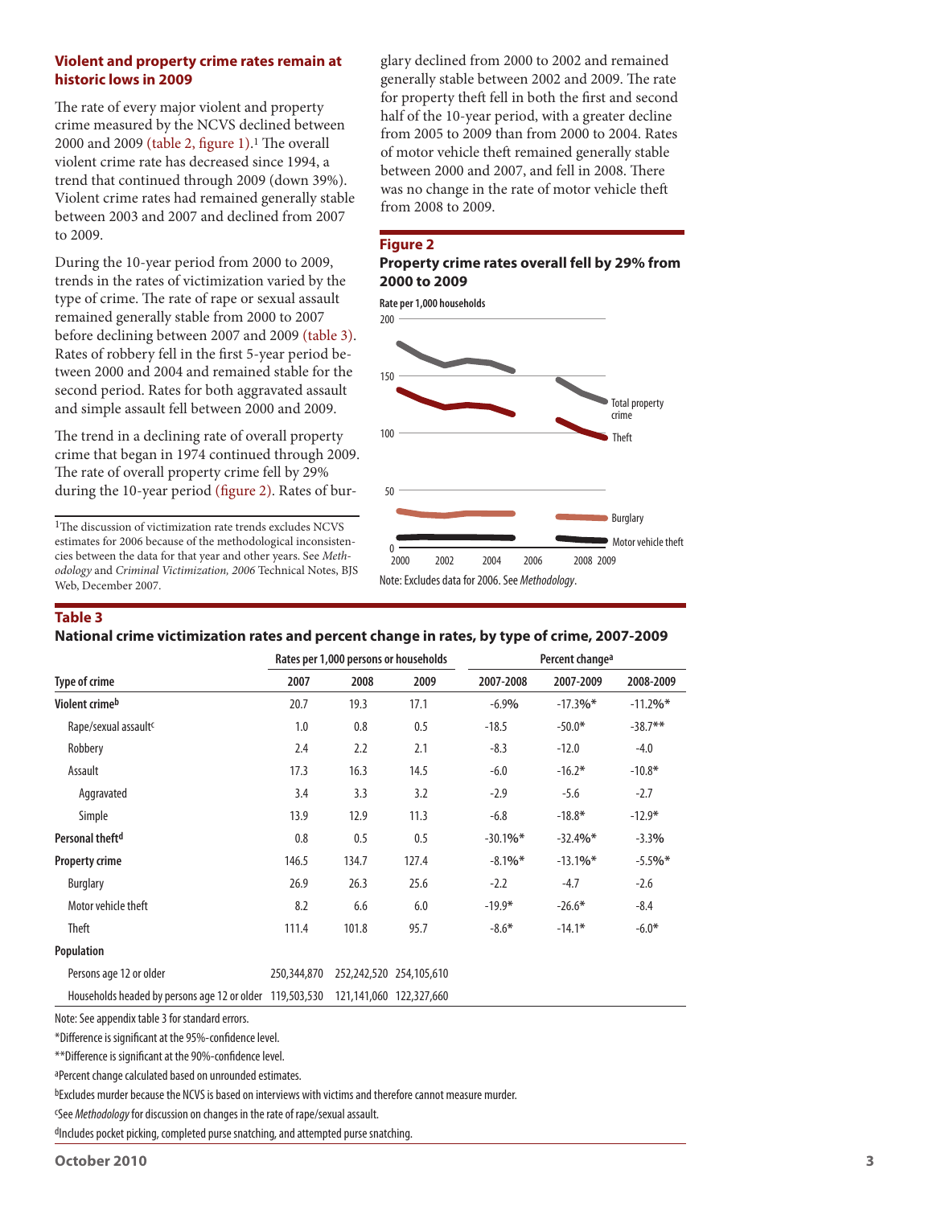## Violent and property crime rates remain at historic lows in 2009

The rate of every major violent and property crime measured by the NCVS declined between 2000 and 2009 (table 2, figure 1).[1] The overall violent crime rate has decreased since 1994, a trend that continued through 2009 (down 39%). Violent crime rates had remained generally stable between 2003 and 2007 and declined from 2007 to 2009.

During the 10-year period from 2000 to 2009, trends in the rates of victimization varied by the type of crime. The rate of rape or sexual assault remained generally stable from 2000 to 2007 before declining between 2007 and 2009 (table 3). Rates of robbery fell in the first 5-year period between 2000 and 2004 and remained stable for the second period. Rates for both aggravated assault and simple assault fell between 2000 and 2009.

The trend in a declining rate of overall property crime that began in 1974 continued through 2009. The rate of overall property crime fell by 29% during the 10-year period (figure 2). Rates of burglary declined from 2000 to 2002 and remained generally stable between 2002 and 2009. The rate for property theft fell in both the first and second half of the 10-year period, with a greater decline from 2005 to 2009 than from 2000 to 2004. Rates of motor vehicle theft remained generally stable between 2000 and 2007, and fell in 2008. There was no change in the rate of motor vehicle theft from 2008 to 2009.

[1]The discussion of victimization rate trends excludes NCVS estimates for 2006 because of the methodological inconsistencies between the data for that year and other years. See *Methodology* and *Criminal Victimization, 2006* Technical Notes, BJS Web, December 2007.

**Figure 2**

**Property crime rates overall fell by 29% from 2000 to 2009**

Rate per 1,000 households

Note: Excludes data for 2006. See *Methodology*.

**Table 3**

**National crime victimization rates and percent change in rates, by type of crime, 2007-2009**

| | Rates per 1,000 persons or households | | | Percent change[a] | | |
|---|---|---|---|---|---|---|
| Type of crime | 2007 | 2008 | 2009 | 2007-2008 | 2007-2009 | 2008-2009 |
| **Violent crime[b]** | 20.7 | 19.3 | 17.1 | -6.9% | -17.3%* | -11.2%* |
| Rape/sexual assault[c] | 1.0 | 0.8 | 0.5 | -18.5 | -50.0* | -38.7** |
| Robbery | 2.4 | 2.2 | 2.1 | -8.3 | -12.0 | -4.0 |
| Assault | 17.3 | 16.3 | 14.5 | -6.0 | -16.2* | -10.8* |
| Aggravated | 3.4 | 3.3 | 3.2 | -2.9 | -5.6 | -2.7 |
| Simple | 13.9 | 12.9 | 11.3 | -6.8 | -18.8* | -12.9* |
| **Personal theft[d]** | 0.8 | 0.5 | 0.5 | -30.1%* | -32.4%* | -3.3% |
| **Property crime** | 146.5 | 134.7 | 127.4 | -8.1%* | -13.1%* | -5.5%* |
| Burglary | 26.9 | 26.3 | 25.6 | -2.2 | -4.7 | -2.6 |
| Motor vehicle theft | 8.2 | 6.6 | 6.0 | -19.9* | -26.6* | -8.4 |
| Theft | 111.4 | 101.8 | 95.7 | -8.6* | -14.1* | -6.0* |
| **Population** | | | | | | |
| Persons age 12 or older | 250,344,870 | 252,242,520 | 254,105,610 | | | |
| Households headed by persons age 12 or older | 119,503,530 | 121,141,060 | 122,327,660 | | | |

Note: See appendix table 3 for standard errors.

*Difference is significant at the 95%-confidence level.

**Difference is significant at the 90%-confidence level.

[a]Percent change calculated based on unrounded estimates.

[b]Excludes murder because the NCVS is based on interviews with victims and therefore cannot measure murder.

[c]See *Methodology* for discussion on changes in the rate of rape/sexual assault.

[d]Includes pocket picking, completed purse snatching, and attempted purse snatching.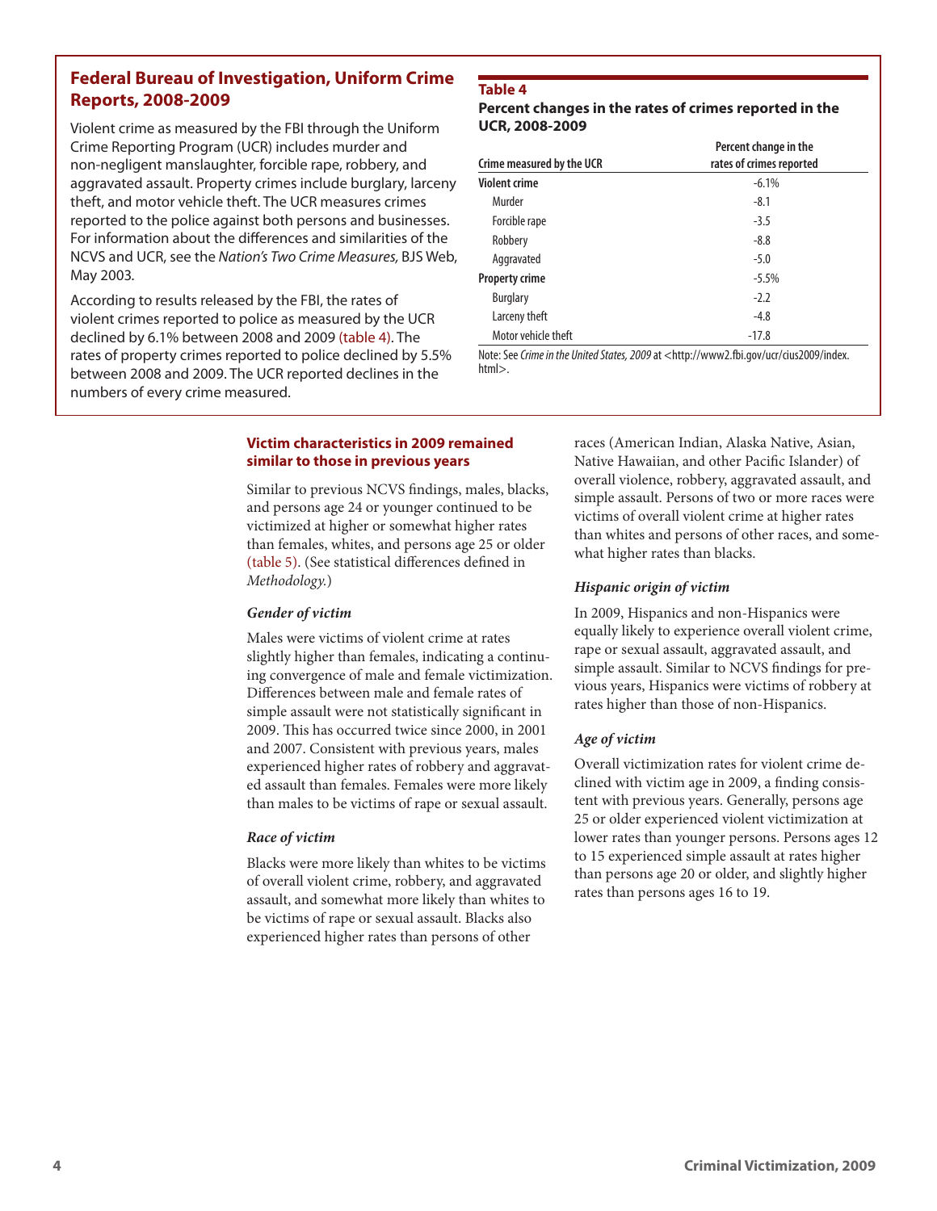## Federal Bureau of Investigation, Uniform Crime Reports, 2008-2009

Violent crime as measured by the FBI through the Uniform Crime Reporting Program (UCR) includes murder and non-negligent manslaughter, forcible rape, robbery, and aggravated assault. Property crimes include burglary, larceny theft, and motor vehicle theft. The UCR measures crimes reported to the police against both persons and businesses. For information about the differences and similarities of the NCVS and UCR, see the *Nation's Two Crime Measures,* BJS Web, May 2003.

According to results released by the FBI, the rates of violent crimes reported to police as measured by the UCR declined by 6.1% between 2008 and 2009 (table 4). The rates of property crimes reported to police declined by 5.5% between 2008 and 2009. The UCR reported declines in the numbers of every crime measured.

**Table 4**
**Percent changes in the rates of crimes reported in the UCR, 2008-2009**

| Crime measured by the UCR | Percent change in the rates of crimes reported |
|---|---|
| **Violent crime** | -6.1% |
| Murder | -8.1 |
| Forcible rape | -3.5 |
| Robbery | -8.8 |
| Aggravated | -5.0 |
| **Property crime** | -5.5% |
| Burglary | -2.2 |
| Larceny theft | -4.8 |
| Motor vehicle theft | -17.8 |

Note: See *Crime in the United States, 2009* at <http://www2.fbi.gov/ucr/cius2009/index.html>.

### Victim characteristics in 2009 remained similar to those in previous years

Similar to previous NCVS findings, males, blacks, and persons age 24 or younger continued to be victimized at higher or somewhat higher rates than females, whites, and persons age 25 or older (table 5). (See statistical differences defined in *Methodology.*)

#### *Gender of victim*

Males were victims of violent crime at rates slightly higher than females, indicating a continuing convergence of male and female victimization. Differences between male and female rates of simple assault were not statistically significant in 2009. This has occurred twice since 2000, in 2001 and 2007. Consistent with previous years, males experienced higher rates of robbery and aggravated assault than females. Females were more likely than males to be victims of rape or sexual assault.

#### *Race of victim*

Blacks were more likely than whites to be victims of overall violent crime, robbery, and aggravated assault, and somewhat more likely than whites to be victims of rape or sexual assault. Blacks also experienced higher rates than persons of other races (American Indian, Alaska Native, Asian, Native Hawaiian, and other Pacific Islander) of overall violence, robbery, aggravated assault, and simple assault. Persons of two or more races were victims of overall violent crime at higher rates than whites and persons of other races, and somewhat higher rates than blacks.

#### *Hispanic origin of victim*

In 2009, Hispanics and non-Hispanics were equally likely to experience overall violent crime, rape or sexual assault, aggravated assault, and simple assault. Similar to NCVS findings for previous years, Hispanics were victims of robbery at rates higher than those of non-Hispanics.

#### *Age of victim*

Overall victimization rates for violent crime declined with victim age in 2009, a finding consistent with previous years. Generally, persons age 25 or older experienced violent victimization at lower rates than younger persons. Persons ages 12 to 15 experienced simple assault at rates higher than persons age 20 or older, and slightly higher rates than persons ages 16 to 19.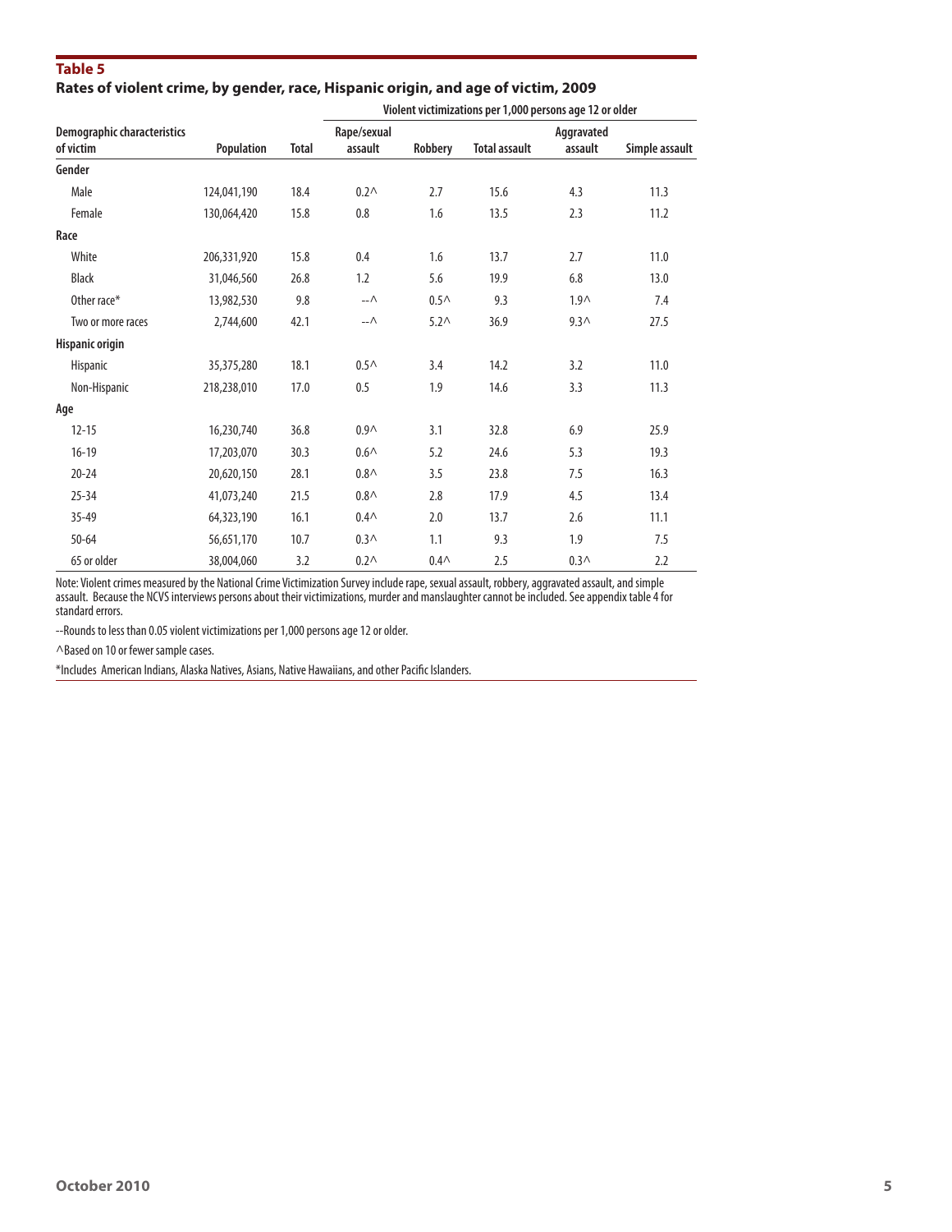**Table 5**

**Rates of violent crime, by gender, race, Hispanic origin, and age of victim, 2009**

| Demographic characteristics of victim | Population | Violent victimizations per 1,000 persons age 12 or older | | | | | |
|---|---|---|---|---|---|---|---|
| | | Total | Rape/sexual assault | Robbery | Total assault | Aggravated assault | Simple assault |
| **Gender** | | | | | | | |
| Male | 124,041,190 | 18.4 | 0.2^ | 2.7 | 15.6 | 4.3 | 11.3 |
| Female | 130,064,420 | 15.8 | 0.8 | 1.6 | 13.5 | 2.3 | 11.2 |
| **Race** | | | | | | | |
| White | 206,331,920 | 15.8 | 0.4 | 1.6 | 13.7 | 2.7 | 11.0 |
| Black | 31,046,560 | 26.8 | 1.2 | 5.6 | 19.9 | 6.8 | 13.0 |
| Other race* | 13,982,530 | 9.8 | --^ | 0.5^ | 9.3 | 1.9^ | 7.4 |
| Two or more races | 2,744,600 | 42.1 | --^ | 5.2^ | 36.9 | 9.3^ | 27.5 |
| **Hispanic origin** | | | | | | | |
| Hispanic | 35,375,280 | 18.1 | 0.5^ | 3.4 | 14.2 | 3.2 | 11.0 |
| Non-Hispanic | 218,238,010 | 17.0 | 0.5 | 1.9 | 14.6 | 3.3 | 11.3 |
| **Age** | | | | | | | |
| 12-15 | 16,230,740 | 36.8 | 0.9^ | 3.1 | 32.8 | 6.9 | 25.9 |
| 16-19 | 17,203,070 | 30.3 | 0.6^ | 5.2 | 24.6 | 5.3 | 19.3 |
| 20-24 | 20,620,150 | 28.1 | 0.8^ | 3.5 | 23.8 | 7.5 | 16.3 |
| 25-34 | 41,073,240 | 21.5 | 0.8^ | 2.8 | 17.9 | 4.5 | 13.4 |
| 35-49 | 64,323,190 | 16.1 | 0.4^ | 2.0 | 13.7 | 2.6 | 11.1 |
| 50-64 | 56,651,170 | 10.7 | 0.3^ | 1.1 | 9.3 | 1.9 | 7.5 |
| 65 or older | 38,004,060 | 3.2 | 0.2^ | 0.4^ | 2.5 | 0.3^ | 2.2 |

Note: Violent crimes measured by the National Crime Victimization Survey include rape, sexual assault, robbery, aggravated assault, and simple assault. Because the NCVS interviews persons about their victimizations, murder and manslaughter cannot be included. See appendix table 4 for standard errors.

--Rounds to less than 0.05 violent victimizations per 1,000 persons age 12 or older.

^Based on 10 or fewer sample cases.

*Includes American Indians, Alaska Natives, Asians, Native Hawaiians, and other Pacific Islanders.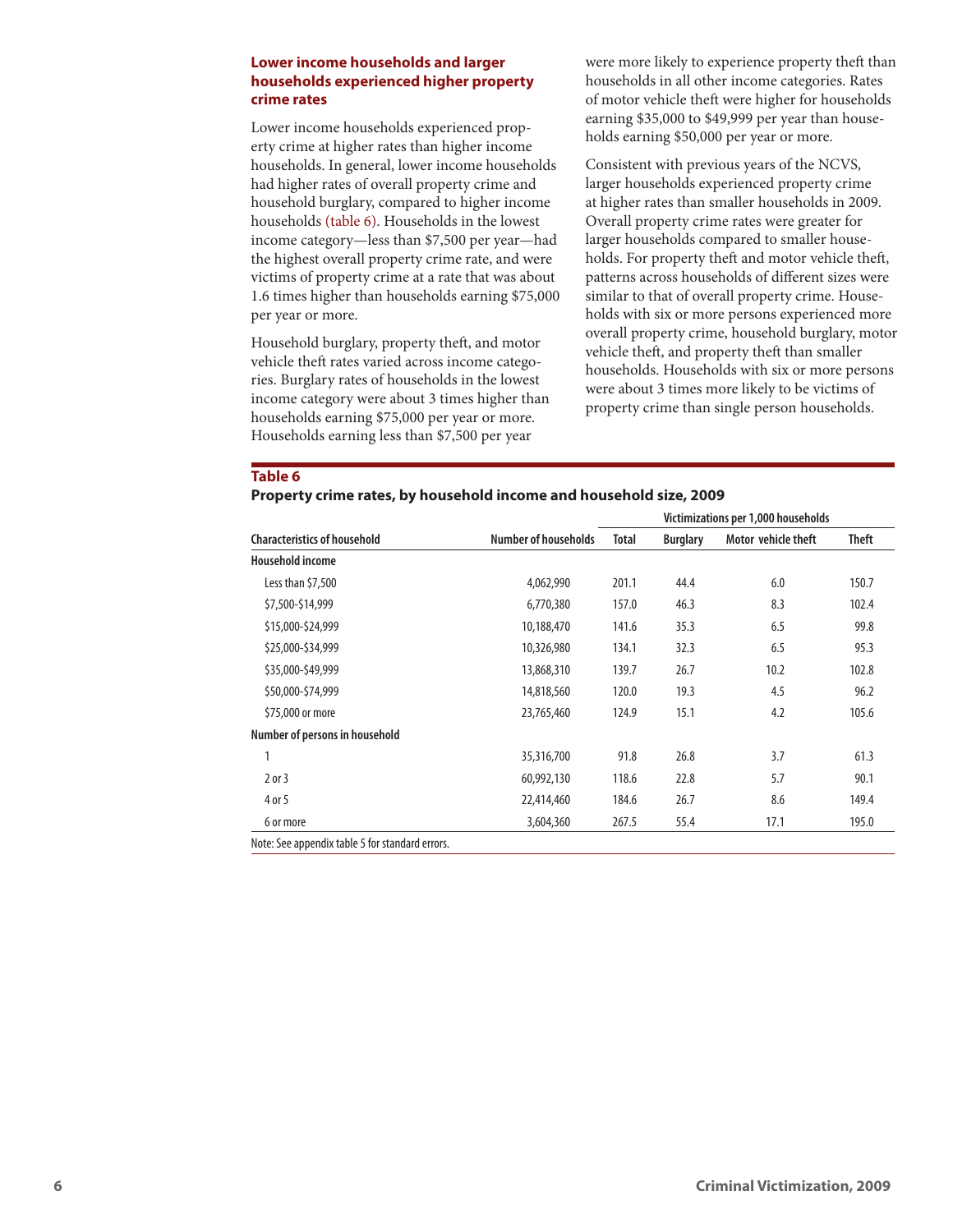### Lower income households and larger households experienced higher property crime rates

Lower income households experienced property crime at higher rates than higher income households. In general, lower income households had higher rates of overall property crime and household burglary, compared to higher income households (table 6). Households in the lowest income category—less than $7,500 per year—had the highest overall property crime rate, and were victims of property crime at a rate that was about 1.6 times higher than households earning $75,000 per year or more.

Household burglary, property theft, and motor vehicle theft rates varied across income categories. Burglary rates of households in the lowest income category were about 3 times higher than households earning $75,000 per year or more. Households earning less than $7,500 per year were more likely to experience property theft than households in all other income categories. Rates of motor vehicle theft were higher for households earning $35,000 to $49,999 per year than households earning $50,000 per year or more.

Consistent with previous years of the NCVS, larger households experienced property crime at higher rates than smaller households in 2009. Overall property crime rates were greater for larger households compared to smaller households. For property theft and motor vehicle theft, patterns across households of different sizes were similar to that of overall property crime. Households with six or more persons experienced more overall property crime, household burglary, motor vehicle theft, and property theft than smaller households. Households with six or more persons were about 3 times more likely to be victims of property crime than single person households.

**Table 6**
**Property crime rates, by household income and household size, 2009**

| | | Victimizations per 1,000 households | | | |
|---|---|---|---|---|---|
| **Characteristics of household** | **Number of households** | **Total** | **Burglary** | **Motor vehicle theft** | **Theft** |
| **Household income** | | | | | |
| Less than $7,500 | 4,062,990 | 201.1 | 44.4 | 6.0 | 150.7 |
| $7,500-$14,999 | 6,770,380 | 157.0 | 46.3 | 8.3 | 102.4 |
| $15,000-$24,999 | 10,188,470 | 141.6 | 35.3 | 6.5 | 99.8 |
| $25,000-$34,999 | 10,326,980 | 134.1 | 32.3 | 6.5 | 95.3 |
| $35,000-$49,999 | 13,868,310 | 139.7 | 26.7 | 10.2 | 102.8 |
| $50,000-$74,999 | 14,818,560 | 120.0 | 19.3 | 4.5 | 96.2 |
| $75,000 or more | 23,765,460 | 124.9 | 15.1 | 4.2 | 105.6 |
| **Number of persons in household** | | | | | |
| 1 | 35,316,700 | 91.8 | 26.8 | 3.7 | 61.3 |
| 2 or 3 | 60,992,130 | 118.6 | 22.8 | 5.7 | 90.1 |
| 4 or 5 | 22,414,460 | 184.6 | 26.7 | 8.6 | 149.4 |
| 6 or more | 3,604,360 | 267.5 | 55.4 | 17.1 | 195.0 |

Note: See appendix table 5 for standard errors.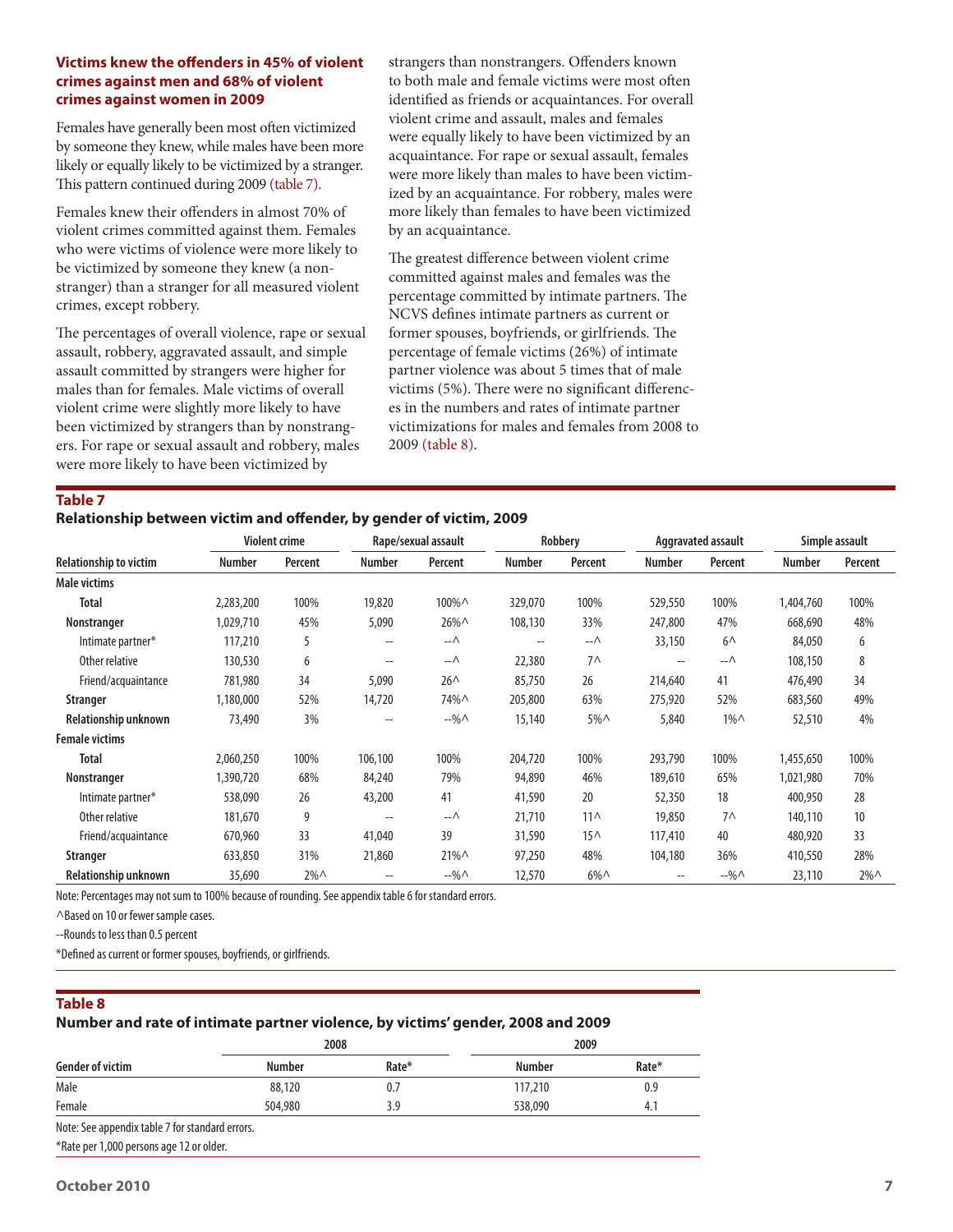### Victims knew the offenders in 45% of violent crimes against men and 68% of violent crimes against women in 2009

Females have generally been most often victimized by someone they knew, while males have been more likely or equally likely to be victimized by a stranger. This pattern continued during 2009 (table 7).

Females knew their offenders in almost 70% of violent crimes committed against them. Females who were victims of violence were more likely to be victimized by someone they knew (a nonstranger) than a stranger for all measured violent crimes, except robbery.

The percentages of overall violence, rape or sexual assault, robbery, aggravated assault, and simple assault committed by strangers were higher for males than for females. Male victims of overall violent crime were slightly more likely to have been victimized by strangers than by nonstrangers. For rape or sexual assault and robbery, males were more likely to have been victimized by strangers than nonstrangers. Offenders known to both male and female victims were most often identified as friends or acquaintances. For overall violent crime and assault, males and females were equally likely to have been victimized by an acquaintance. For rape or sexual assault, females were more likely than males to have been victimized by an acquaintance. For robbery, males were more likely than females to have been victimized by an acquaintance.

The greatest difference between violent crime committed against males and females was the percentage committed by intimate partners. The NCVS defines intimate partners as current or former spouses, boyfriends, or girlfriends. The percentage of female victims (26%) of intimate partner violence was about 5 times that of male victims (5%). There were no significant differences in the numbers and rates of intimate partner victimizations for males and females from 2008 to 2009 (table 8).

**Table 7**
**Relationship between victim and offender, by gender of victim, 2009**

| | Violent crime | | Rape/sexual assault | | Robbery | | Aggravated assault | | Simple assault | |
|---|---|---|---|---|---|---|---|---|---|---|
| Relationship to victim | Number | Percent | Number | Percent | Number | Percent | Number | Percent | Number | Percent |
| **Male victims** | | | | | | | | | | |
| **Total** | 2,283,200 | 100% | 19,820 | 100%^ | 329,070 | 100% | 529,550 | 100% | 1,404,760 | 100% |
| **Nonstranger** | 1,029,710 | 45% | 5,090 | 26%^ | 108,130 | 33% | 247,800 | 47% | 668,690 | 48% |
| Intimate partner* | 117,210 | 5 | -- | --^ | -- | --^ | 33,150 | 6^ | 84,050 | 6 |
| Other relative | 130,530 | 6 | -- | --^ | 22,380 | 7^ | -- | --^ | 108,150 | 8 |
| Friend/acquaintance | 781,980 | 34 | 5,090 | 26^ | 85,750 | 26 | 214,640 | 41 | 476,490 | 34 |
| **Stranger** | 1,180,000 | 52% | 14,720 | 74%^ | 205,800 | 63% | 275,920 | 52% | 683,560 | 49% |
| **Relationship unknown** | 73,490 | 3% | -- | --%^ | 15,140 | 5%^ | 5,840 | 1%^ | 52,510 | 4% |
| **Female victims** | | | | | | | | | | |
| **Total** | 2,060,250 | 100% | 106,100 | 100% | 204,720 | 100% | 293,790 | 100% | 1,455,650 | 100% |
| **Nonstranger** | 1,390,720 | 68% | 84,240 | 79% | 94,890 | 46% | 189,610 | 65% | 1,021,980 | 70% |
| Intimate partner* | 538,090 | 26 | 43,200 | 41 | 41,590 | 20 | 52,350 | 18 | 400,950 | 28 |
| Other relative | 181,670 | 9 | -- | --^ | 21,710 | 11^ | 19,850 | 7^ | 140,110 | 10 |
| Friend/acquaintance | 670,960 | 33 | 41,040 | 39 | 31,590 | 15^ | 117,410 | 40 | 480,920 | 33 |
| **Stranger** | 633,850 | 31% | 21,860 | 21%^ | 97,250 | 48% | 104,180 | 36% | 410,550 | 28% |
| **Relationship unknown** | 35,690 | 2%^ | -- | --%^ | 12,570 | 6%^ | -- | --%^ | 23,110 | 2%^ |

Note: Percentages may not sum to 100% because of rounding. See appendix table 6 for standard errors.

^Based on 10 or fewer sample cases.

--Rounds to less than 0.5 percent

*Defined as current or former spouses, boyfriends, or girlfriends.

**Table 8**
**Number and rate of intimate partner violence, by victims' gender, 2008 and 2009**

| | 2008 | | 2009 | |
|---|---|---|---|---|
| Gender of victim | Number | Rate* | Number | Rate* |
| Male | 88,120 | 0.7 | 117,210 | 0.9 |
| Female | 504,980 | 3.9 | 538,090 | 4.1 |

Note: See appendix table 7 for standard errors.

*Rate per 1,000 persons age 12 or older.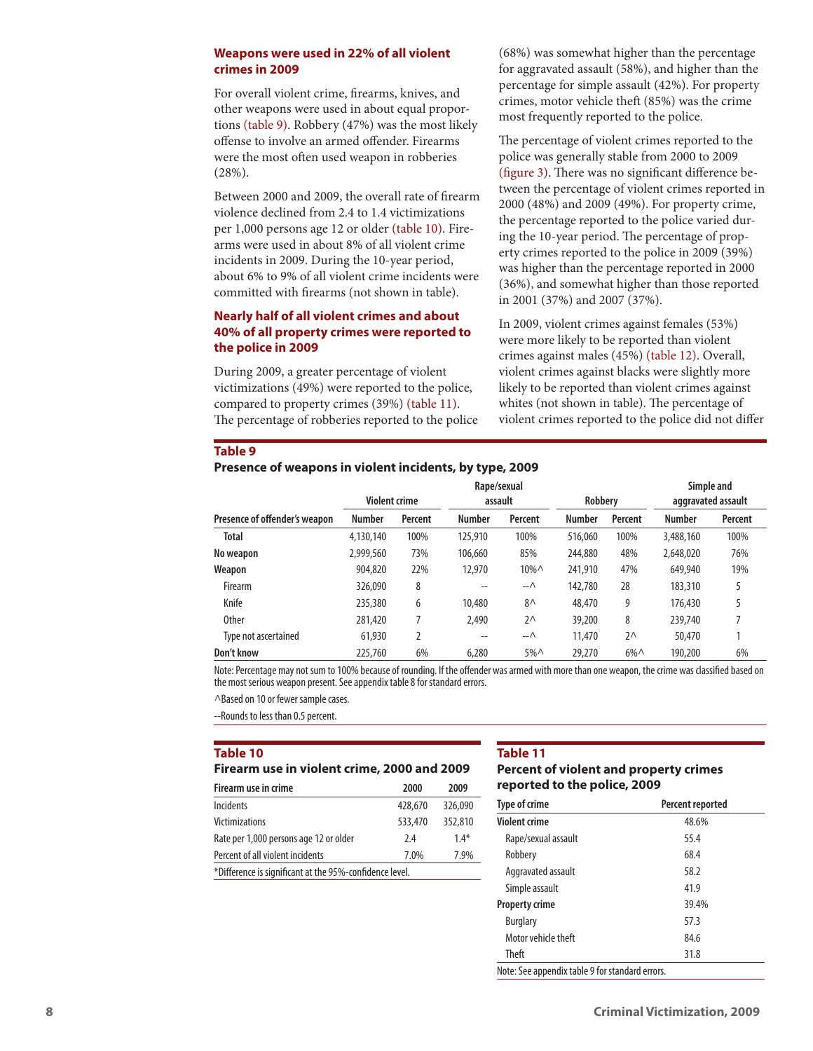### Weapons were used in 22% of all violent crimes in 2009

For overall violent crime, firearms, knives, and other weapons were used in about equal proportions (table 9). Robbery (47%) was the most likely offense to involve an armed offender. Firearms were the most often used weapon in robberies (28%).

Between 2000 and 2009, the overall rate of firearm violence declined from 2.4 to 1.4 victimizations per 1,000 persons age 12 or older (table 10). Firearms were used in about 8% of all violent crime incidents in 2009. During the 10-year period, about 6% to 9% of all violent crime incidents were committed with firearms (not shown in table).

### Nearly half of all violent crimes and about 40% of all property crimes were reported to the police in 2009

During 2009, a greater percentage of violent victimizations (49%) were reported to the police, compared to property crimes (39%) (table 11). The percentage of robberies reported to the police (68%) was somewhat higher than the percentage for aggravated assault (58%), and higher than the percentage for simple assault (42%). For property crimes, motor vehicle theft (85%) was the crime most frequently reported to the police.

The percentage of violent crimes reported to the police was generally stable from 2000 to 2009 (figure 3). There was no significant difference between the percentage of violent crimes reported in 2000 (48%) and 2009 (49%). For property crime, the percentage reported to the police varied during the 10-year period. The percentage of property crimes reported to the police in 2009 (39%) was higher than the percentage reported in 2000 (36%), and somewhat higher than those reported in 2001 (37%) and 2007 (37%).

In 2009, violent crimes against females (53%) were more likely to be reported than violent crimes against males (45%) (table 12). Overall, violent crimes against blacks were slightly more likely to be reported than violent crimes against whites (not shown in table). The percentage of violent crimes reported to the police did not differ

**Table 9**
**Presence of weapons in violent incidents, by type, 2009**

| | Violent crime | | Rape/sexual assault | | Robbery | | Simple and aggravated assault | |
|---|---|---|---|---|---|---|---|---|
| Presence of offender's weapon | Number | Percent | Number | Percent | Number | Percent | Number | Percent |
| **Total** | 4,130,140 | 100% | 125,910 | 100% | 516,060 | 100% | 3,488,160 | 100% |
| **No weapon** | 2,999,560 | 73% | 106,660 | 85% | 244,880 | 48% | 2,648,020 | 76% |
| **Weapon** | 904,820 | 22% | 12,970 | 10%^ | 241,910 | 47% | 649,940 | 19% |
| Firearm | 326,090 | 8 | -- | --^ | 142,780 | 28 | 183,310 | 5 |
| Knife | 235,380 | 6 | 10,480 | 8^ | 48,470 | 9 | 176,430 | 5 |
| Other | 281,420 | 7 | 2,490 | 2^ | 39,200 | 8 | 239,740 | 7 |
| Type not ascertained | 61,930 | 2 | -- | --^ | 11,470 | 2^ | 50,470 | 1 |
| **Don't know** | 225,760 | 6% | 6,280 | 5%^ | 29,270 | 6%^ | 190,200 | 6% |

Note: Percentage may not sum to 100% because of rounding. If the offender was armed with more than one weapon, the crime was classified based on the most serious weapon present. See appendix table 8 for standard errors.

^Based on 10 or fewer sample cases.

--Rounds to less than 0.5 percent.

**Table 10**
**Firearm use in violent crime, 2000 and 2009**

| Firearm use in crime | 2000 | 2009 |
|---|---|---|
| Incidents | 428,670 | 326,090 |
| Victimizations | 533,470 | 352,810 |
| Rate per 1,000 persons age 12 or older | 2.4 | 1.4* |
| Percent of all violent incidents | 7.0% | 7.9% |

*Difference is significant at the 95%-confidence level.

**Table 11**
**Percent of violent and property crimes reported to the police, 2009**

| Type of crime | Percent reported |
|---|---|
| **Violent crime** | 48.6% |
| Rape/sexual assault | 55.4 |
| Robbery | 68.4 |
| Aggravated assault | 58.2 |
| Simple assault | 41.9 |
| **Property crime** | 39.4% |
| Burglary | 57.3 |
| Motor vehicle theft | 84.6 |
| Theft | 31.8 |

Note: See appendix table 9 for standard errors.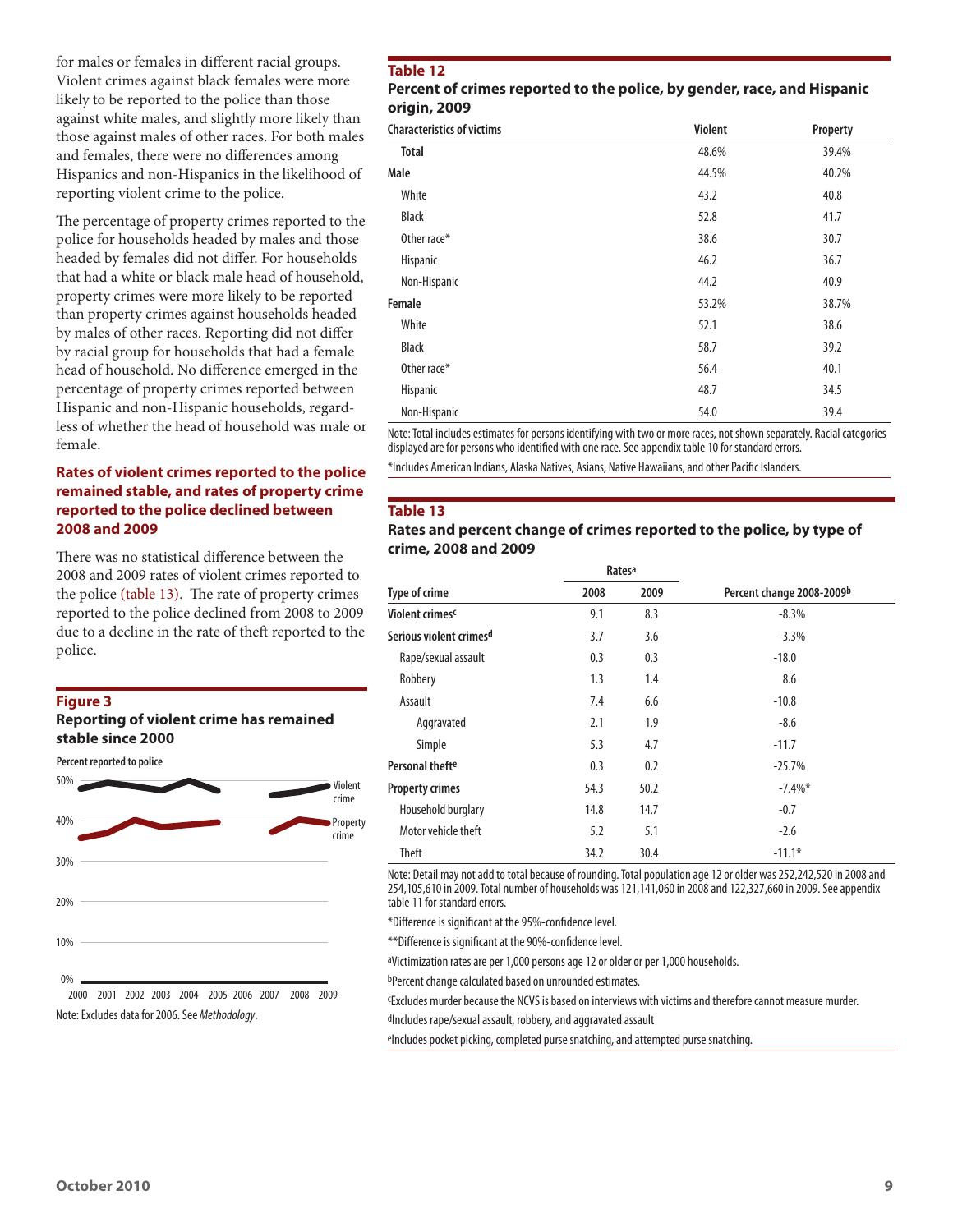for males or females in different racial groups. Violent crimes against black females were more likely to be reported to the police than those against white males, and slightly more likely than those against males of other races. For both males and females, there were no differences among Hispanics and non-Hispanics in the likelihood of reporting violent crime to the police.

The percentage of property crimes reported to the police for households headed by males and those headed by females did not differ. For households that had a white or black male head of household, property crimes were more likely to be reported than property crimes against households headed by males of other races. Reporting did not differ by racial group for households that had a female head of household. No difference emerged in the percentage of property crimes reported between Hispanic and non-Hispanic households, regardless of whether the head of household was male or female.

### Rates of violent crimes reported to the police remained stable, and rates of property crime reported to the police declined between 2008 and 2009

There was no statistical difference between the 2008 and 2009 rates of violent crimes reported to the police (table 13). The rate of property crimes reported to the police declined from 2008 to 2009 due to a decline in the rate of theft reported to the police.

**Figure 3**
**Reporting of violent crime has remained stable since 2000**

Percent reported to police

Note: Excludes data for 2006. See *Methodology*.

**Table 12**
**Percent of crimes reported to the police, by gender, race, and Hispanic origin, 2009**

| Characteristics of victims | Violent | Property |
|---|---|---|
| **Total** | 48.6% | 39.4% |
| **Male** | 44.5% | 40.2% |
| White | 43.2 | 40.8 |
| Black | 52.8 | 41.7 |
| Other race* | 38.6 | 30.7 |
| Hispanic | 46.2 | 36.7 |
| Non-Hispanic | 44.2 | 40.9 |
| **Female** | 53.2% | 38.7% |
| White | 52.1 | 38.6 |
| Black | 58.7 | 39.2 |
| Other race* | 56.4 | 40.1 |
| Hispanic | 48.7 | 34.5 |
| Non-Hispanic | 54.0 | 39.4 |

Note: Total includes estimates for persons identifying with two or more races, not shown separately. Racial categories displayed are for persons who identified with one race. See appendix table 10 for standard errors.

*Includes American Indians, Alaska Natives, Asians, Native Hawaiians, and other Pacific Islanders.

**Table 13**
**Rates and percent change of crimes reported to the police, by type of crime, 2008 and 2009**

| | Rates[a] | | |
|---|---|---|---|
| Type of crime | 2008 | 2009 | Percent change 2008-2009[b] |
| **Violent crimes[c]** | 9.1 | 8.3 | -8.3% |
| **Serious violent crimes[d]** | 3.7 | 3.6 | -3.3% |
| Rape/sexual assault | 0.3 | 0.3 | -18.0 |
| Robbery | 1.3 | 1.4 | 8.6 |
| Assault | 7.4 | 6.6 | -10.8 |
| Aggravated | 2.1 | 1.9 | -8.6 |
| Simple | 5.3 | 4.7 | -11.7 |
| **Personal theft[e]** | 0.3 | 0.2 | -25.7% |
| **Property crimes** | 54.3 | 50.2 | -7.4%* |
| Household burglary | 14.8 | 14.7 | -0.7 |
| Motor vehicle theft | 5.2 | 5.1 | -2.6 |
| Theft | 34.2 | 30.4 | -11.1* |

Note: Detail may not add to total because of rounding. Total population age 12 or older was 252,242,520 in 2008 and 254,105,610 in 2009. Total number of households was 121,141,060 in 2008 and 122,327,660 in 2009. See appendix table 11 for standard errors.

*Difference is significant at the 95%-confidence level.

**Difference is significant at the 90%-confidence level.

[a]Victimization rates are per 1,000 persons age 12 or older or per 1,000 households.

[b]Percent change calculated based on unrounded estimates.

[c]Excludes murder because the NCVS is based on interviews with victims and therefore cannot measure murder.

[d]Includes rape/sexual assault, robbery, and aggravated assault

[e]Includes pocket picking, completed purse snatching, and attempted purse snatching.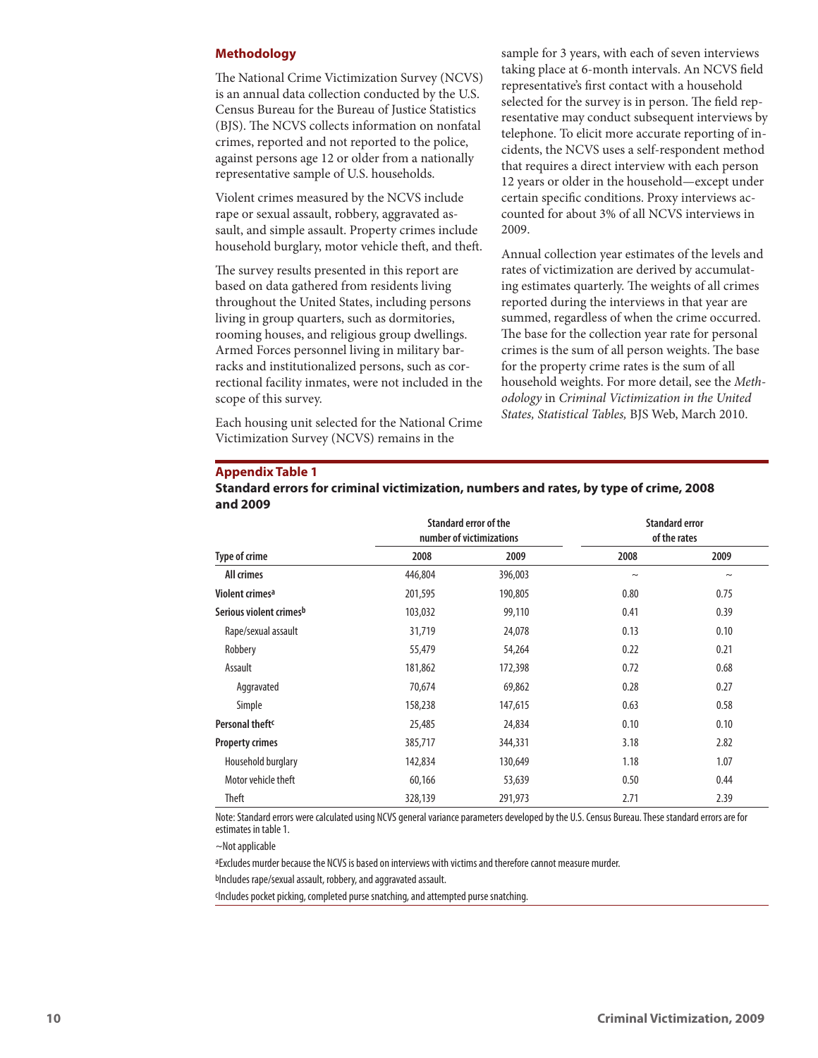## Methodology

The National Crime Victimization Survey (NCVS) is an annual data collection conducted by the U.S. Census Bureau for the Bureau of Justice Statistics (BJS). The NCVS collects information on nonfatal crimes, reported and not reported to the police, against persons age 12 or older from a nationally representative sample of U.S. households.

Violent crimes measured by the NCVS include rape or sexual assault, robbery, aggravated assault, and simple assault. Property crimes include household burglary, motor vehicle theft, and theft.

The survey results presented in this report are based on data gathered from residents living throughout the United States, including persons living in group quarters, such as dormitories, rooming houses, and religious group dwellings. Armed Forces personnel living in military barracks and institutionalized persons, such as correctional facility inmates, were not included in the scope of this survey.

Each housing unit selected for the National Crime Victimization Survey (NCVS) remains in the sample for 3 years, with each of seven interviews taking place at 6-month intervals. An NCVS field representative's first contact with a household selected for the survey is in person. The field representative may conduct subsequent interviews by telephone. To elicit more accurate reporting of incidents, the NCVS uses a self-respondent method that requires a direct interview with each person 12 years or older in the household—except under certain specific conditions. Proxy interviews accounted for about 3% of all NCVS interviews in 2009.

Annual collection year estimates of the levels and rates of victimization are derived by accumulating estimates quarterly. The weights of all crimes reported during the interviews in that year are summed, regardless of when the crime occurred. The base for the collection year rate for personal crimes is the sum of all person weights. The base for the property crime rates is the sum of all household weights. For more detail, see the *Methodology* in *Criminal Victimization in the United States, Statistical Tables,* BJS Web, March 2010.

**Appendix Table 1**
**Standard errors for criminal victimization, numbers and rates, by type of crime, 2008 and 2009**

| Type of crime | Standard error of the number of victimizations | | Standard error of the rates | |
|---|---|---|---|---|
| | 2008 | 2009 | 2008 | 2009 |
| **All crimes** | 446,804 | 396,003 | ~ | ~ |
| **Violent crimes**[a] | 201,595 | 190,805 | 0.80 | 0.75 |
| **Serious violent crimes**[b] | 103,032 | 99,110 | 0.41 | 0.39 |
| Rape/sexual assault | 31,719 | 24,078 | 0.13 | 0.10 |
| Robbery | 55,479 | 54,264 | 0.22 | 0.21 |
| Assault | 181,862 | 172,398 | 0.72 | 0.68 |
| Aggravated | 70,674 | 69,862 | 0.28 | 0.27 |
| Simple | 158,238 | 147,615 | 0.63 | 0.58 |
| **Personal theft**[c] | 25,485 | 24,834 | 0.10 | 0.10 |
| **Property crimes** | 385,717 | 344,331 | 3.18 | 2.82 |
| Household burglary | 142,834 | 130,649 | 1.18 | 1.07 |
| Motor vehicle theft | 60,166 | 53,639 | 0.50 | 0.44 |
| Theft | 328,139 | 291,973 | 2.71 | 2.39 |

Note: Standard errors were calculated using NCVS general variance parameters developed by the U.S. Census Bureau. These standard errors are for estimates in table 1.

~Not applicable

[a]Excludes murder because the NCVS is based on interviews with victims and therefore cannot measure murder.

[b]Includes rape/sexual assault, robbery, and aggravated assault.

[c]Includes pocket picking, completed purse snatching, and attempted purse snatching.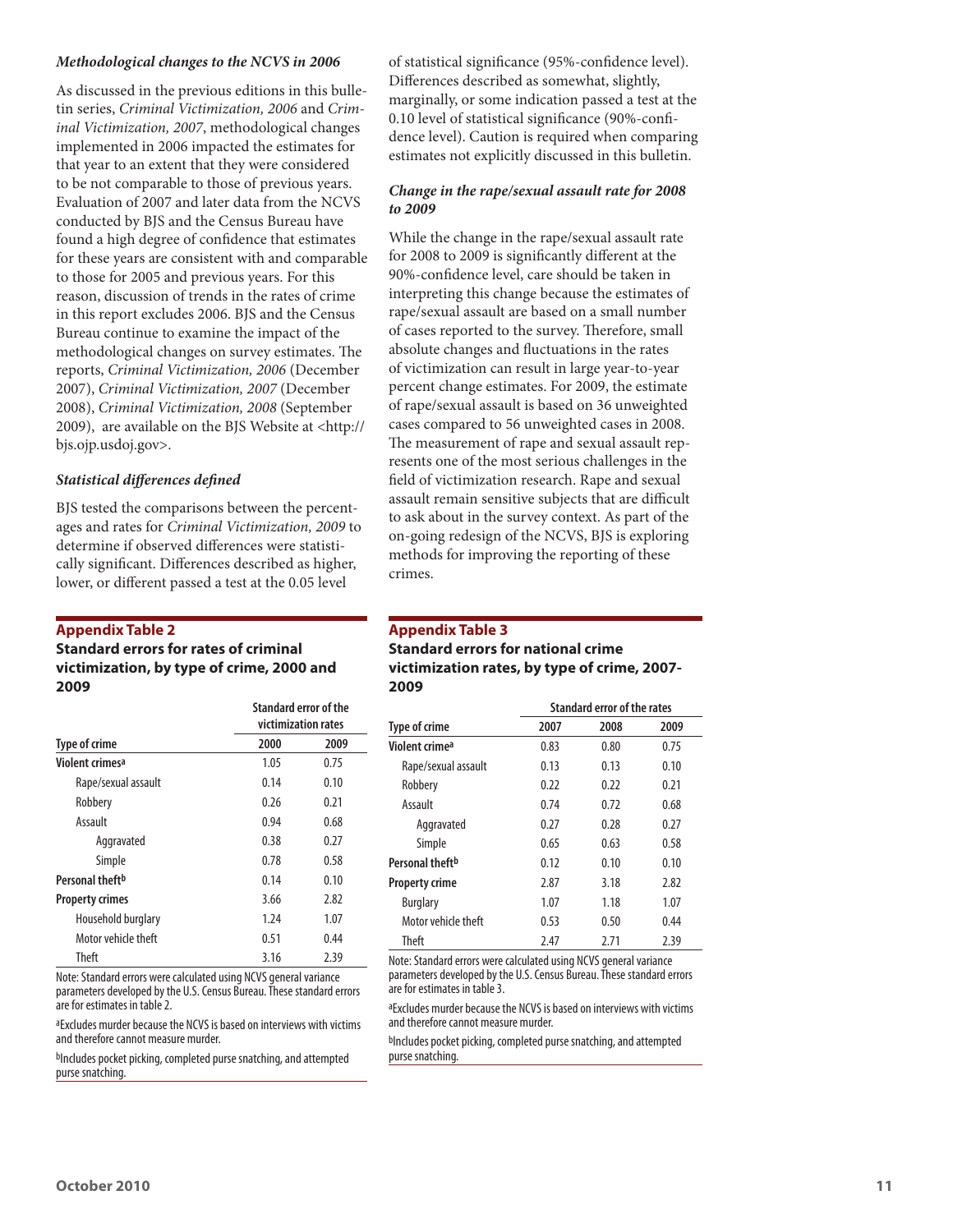### *Methodological changes to the NCVS in 2006*

As discussed in the previous editions in this bulletin series, *Criminal Victimization, 2006* and *Criminal Victimization, 2007*, methodological changes implemented in 2006 impacted the estimates for that year to an extent that they were considered to be not comparable to those of previous years. Evaluation of 2007 and later data from the NCVS conducted by BJS and the Census Bureau have found a high degree of confidence that estimates for these years are consistent with and comparable to those for 2005 and previous years. For this reason, discussion of trends in the rates of crime in this report excludes 2006. BJS and the Census Bureau continue to examine the impact of the methodological changes on survey estimates. The reports, *Criminal Victimization, 2006* (December 2007), *Criminal Victimization, 2007* (December 2008), *Criminal Victimization, 2008* (September 2009), are available on the BJS Website at <http://bjs.ojp.usdoj.gov>.

### *Statistical differences defined*

BJS tested the comparisons between the percentages and rates for *Criminal Victimization, 2009* to determine if observed differences were statistically significant. Differences described as higher, lower, or different passed a test at the 0.05 level of statistical significance (95%-confidence level). Differences described as somewhat, slightly, marginally, or some indication passed a test at the 0.10 level of statistical significance (90%-confidence level). Caution is required when comparing estimates not explicitly discussed in this bulletin.

### *Change in the rape/sexual assault rate for 2008 to 2009*

While the change in the rape/sexual assault rate for 2008 to 2009 is significantly different at the 90%-confidence level, care should be taken in interpreting this change because the estimates of rape/sexual assault are based on a small number of cases reported to the survey. Therefore, small absolute changes and fluctuations in the rates of victimization can result in large year-to-year percent change estimates. For 2009, the estimate of rape/sexual assault is based on 36 unweighted cases compared to 56 unweighted cases in 2008. The measurement of rape and sexual assault represents one of the most serious challenges in the field of victimization research. Rape and sexual assault remain sensitive subjects that are difficult to ask about in the survey context. As part of the on-going redesign of the NCVS, BJS is exploring methods for improving the reporting of these crimes.

**Appendix Table 2**
**Standard errors for rates of criminal victimization, by type of crime, 2000 and 2009**

| | Standard error of the victimization rates | |
|---|---|---|
| Type of crime | 2000 | 2009 |
| **Violent crimes**[a] | 1.05 | 0.75 |
| Rape/sexual assault | 0.14 | 0.10 |
| Robbery | 0.26 | 0.21 |
| Assault | 0.94 | 0.68 |
| Aggravated | 0.38 | 0.27 |
| Simple | 0.78 | 0.58 |
| **Personal theft**[b] | 0.14 | 0.10 |
| **Property crimes** | 3.66 | 2.82 |
| Household burglary | 1.24 | 1.07 |
| Motor vehicle theft | 0.51 | 0.44 |
| Theft | 3.16 | 2.39 |

Note: Standard errors were calculated using NCVS general variance parameters developed by the U.S. Census Bureau. These standard errors are for estimates in table 2.

[a]Excludes murder because the NCVS is based on interviews with victims and therefore cannot measure murder.

[b]Includes pocket picking, completed purse snatching, and attempted purse snatching.

**Appendix Table 3**
**Standard errors for national crime victimization rates, by type of crime, 2007-2009**

| | Standard error of the rates | | |
|---|---|---|---|
| Type of crime | 2007 | 2008 | 2009 |
| **Violent crime**[a] | 0.83 | 0.80 | 0.75 |
| Rape/sexual assault | 0.13 | 0.13 | 0.10 |
| Robbery | 0.22 | 0.22 | 0.21 |
| Assault | 0.74 | 0.72 | 0.68 |
| Aggravated | 0.27 | 0.28 | 0.27 |
| Simple | 0.65 | 0.63 | 0.58 |
| **Personal theft**[b] | 0.12 | 0.10 | 0.10 |
| **Property crime** | 2.87 | 3.18 | 2.82 |
| Burglary | 1.07 | 1.18 | 1.07 |
| Motor vehicle theft | 0.53 | 0.50 | 0.44 |
| Theft | 2.47 | 2.71 | 2.39 |

Note: Standard errors were calculated using NCVS general variance parameters developed by the U.S. Census Bureau. These standard errors are for estimates in table 3.

[a]Excludes murder because the NCVS is based on interviews with victims and therefore cannot measure murder.

[b]Includes pocket picking, completed purse snatching, and attempted purse snatching.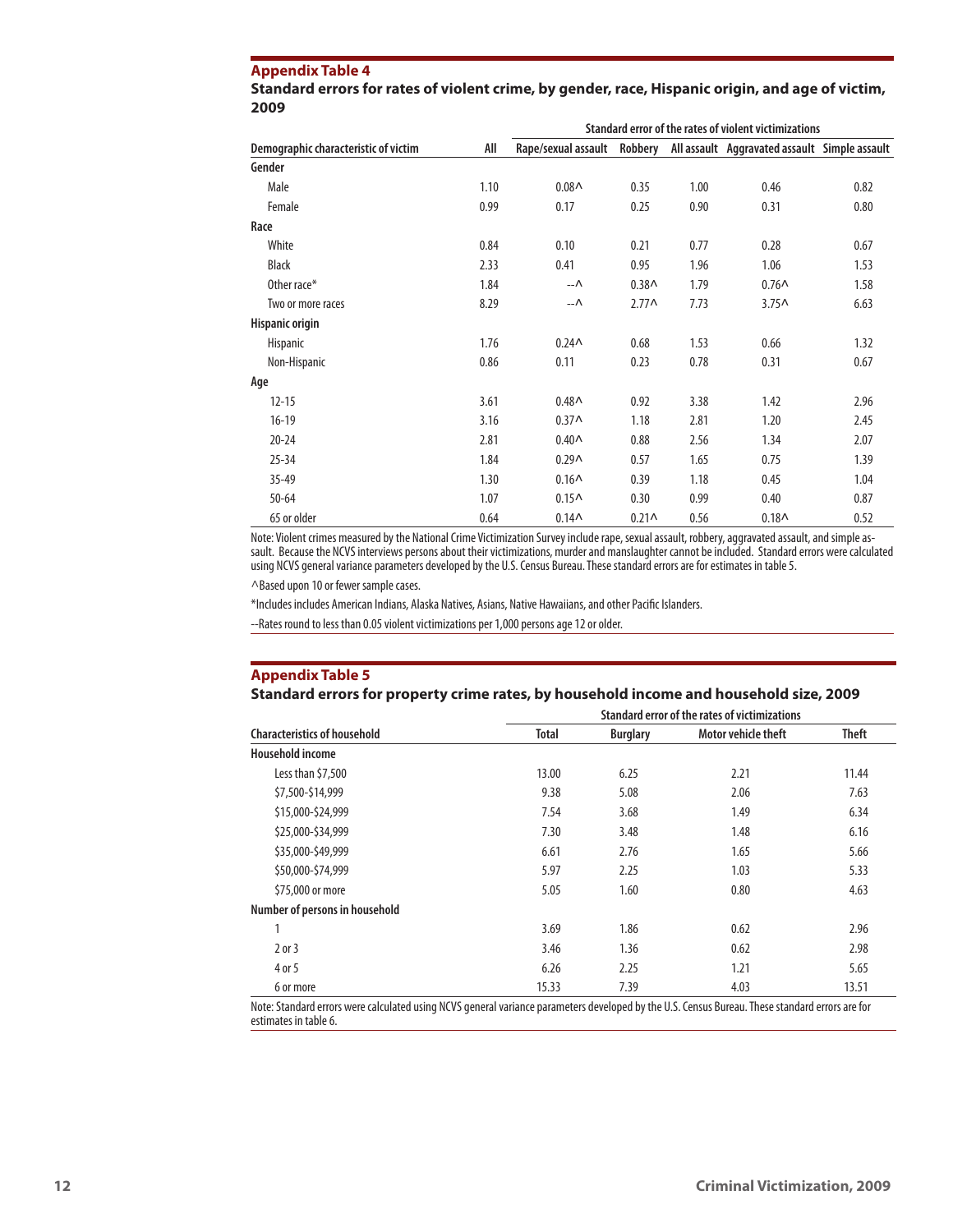## Appendix Table 4

### Standard errors for rates of violent crime, by gender, race, Hispanic origin, and age of victim, 2009

| Demographic characteristic of victim | All | Standard error of the rates of violent victimizations | | | | |
|---|---|---|---|---|---|---|
| | | Rape/sexual assault | Robbery | All assault | Aggravated assault | Simple assault |
| **Gender** | | | | | | |
| Male | 1.10 | 0.08^ | 0.35 | 1.00 | 0.46 | 0.82 |
| Female | 0.99 | 0.17 | 0.25 | 0.90 | 0.31 | 0.80 |
| **Race** | | | | | | |
| White | 0.84 | 0.10 | 0.21 | 0.77 | 0.28 | 0.67 |
| Black | 2.33 | 0.41 | 0.95 | 1.96 | 1.06 | 1.53 |
| Other race* | 1.84 | --^ | 0.38^ | 1.79 | 0.76^ | 1.58 |
| Two or more races | 8.29 | --^ | 2.77^ | 7.73 | 3.75^ | 6.63 |
| **Hispanic origin** | | | | | | |
| Hispanic | 1.76 | 0.24^ | 0.68 | 1.53 | 0.66 | 1.32 |
| Non-Hispanic | 0.86 | 0.11 | 0.23 | 0.78 | 0.31 | 0.67 |
| **Age** | | | | | | |
| 12-15 | 3.61 | 0.48^ | 0.92 | 3.38 | 1.42 | 2.96 |
| 16-19 | 3.16 | 0.37^ | 1.18 | 2.81 | 1.20 | 2.45 |
| 20-24 | 2.81 | 0.40^ | 0.88 | 2.56 | 1.34 | 2.07 |
| 25-34 | 1.84 | 0.29^ | 0.57 | 1.65 | 0.75 | 1.39 |
| 35-49 | 1.30 | 0.16^ | 0.39 | 1.18 | 0.45 | 1.04 |
| 50-64 | 1.07 | 0.15^ | 0.30 | 0.99 | 0.40 | 0.87 |
| 65 or older | 0.64 | 0.14^ | 0.21^ | 0.56 | 0.18^ | 0.52 |

Note: Violent crimes measured by the National Crime Victimization Survey include rape, sexual assault, robbery, aggravated assault, and simple assault. Because the NCVS interviews persons about their victimizations, murder and manslaughter cannot be included. Standard errors were calculated using NCVS general variance parameters developed by the U.S. Census Bureau. These standard errors are for estimates in table 5.

^Based upon 10 or fewer sample cases.

*Includes includes American Indians, Alaska Natives, Asians, Native Hawaiians, and other Pacific Islanders.

--Rates round to less than 0.05 violent victimizations per 1,000 persons age 12 or older.

## Appendix Table 5

### Standard errors for property crime rates, by household income and household size, 2009

| Characteristics of household | Standard error of the rates of victimizations | | | |
|---|---|---|---|---|
| | Total | Burglary | Motor vehicle theft | Theft |
| **Household income** | | | | |
| Less than $7,500 | 13.00 | 6.25 | 2.21 | 11.44 |
| $7,500-$14,999 | 9.38 | 5.08 | 2.06 | 7.63 |
| $15,000-$24,999 | 7.54 | 3.68 | 1.49 | 6.34 |
| $25,000-$34,999 | 7.30 | 3.48 | 1.48 | 6.16 |
| $35,000-$49,999 | 6.61 | 2.76 | 1.65 | 5.66 |
| $50,000-$74,999 | 5.97 | 2.25 | 1.03 | 5.33 |
| $75,000 or more | 5.05 | 1.60 | 0.80 | 4.63 |
| **Number of persons in household** | | | | |
| 1 | 3.69 | 1.86 | 0.62 | 2.96 |
| 2 or 3 | 3.46 | 1.36 | 0.62 | 2.98 |
| 4 or 5 | 6.26 | 2.25 | 1.21 | 5.65 |
| 6 or more | 15.33 | 7.39 | 4.03 | 13.51 |

Note: Standard errors were calculated using NCVS general variance parameters developed by the U.S. Census Bureau. These standard errors are for estimates in table 6.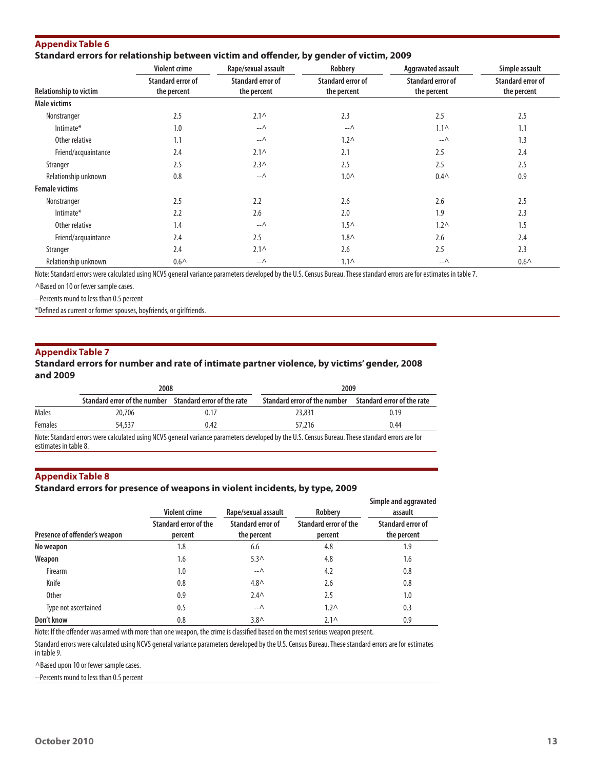## Appendix Table 6

### Standard errors for relationship between victim and offender, by gender of victim, 2009

| Relationship to victim | Violent crime | Rape/sexual assault | Robbery | Aggravated assault | Simple assault |
|---|---|---|---|---|---|
| | Standard error of the percent | Standard error of the percent | Standard error of the percent | Standard error of the percent | Standard error of the percent |
| **Male victims** | | | | | |
| Nonstranger | 2.5 | 2.1^ | 2.3 | 2.5 | 2.5 |
| Intimate* | 1.0 | --^ | --^ | 1.1^ | 1.1 |
| Other relative | 1.1 | --^ | 1.2^ | --^ | 1.3 |
| Friend/acquaintance | 2.4 | 2.1^ | 2.1 | 2.5 | 2.4 |
| Stranger | 2.5 | 2.3^ | 2.5 | 2.5 | 2.5 |
| Relationship unknown | 0.8 | --^ | 1.0^ | 0.4^ | 0.9 |
| **Female victims** | | | | | |
| Nonstranger | 2.5 | 2.2 | 2.6 | 2.6 | 2.5 |
| Intimate* | 2.2 | 2.6 | 2.0 | 1.9 | 2.3 |
| Other relative | 1.4 | --^ | 1.5^ | 1.2^ | 1.5 |
| Friend/acquaintance | 2.4 | 2.5 | 1.8^ | 2.6 | 2.4 |
| Stranger | 2.4 | 2.1^ | 2.6 | 2.5 | 2.3 |
| Relationship unknown | 0.6^ | --^ | 1.1^ | --^ | 0.6^ |

Note: Standard errors were calculated using NCVS general variance parameters developed by the U.S. Census Bureau. These standard errors are for estimates in table 7.

^Based on 10 or fewer sample cases.

--Percents round to less than 0.5 percent

*Defined as current or former spouses, boyfriends, or girlfriends.

## Appendix Table 7

### Standard errors for number and rate of intimate partner violence, by victims' gender, 2008 and 2009

| | 2008 | | 2009 | |
|---|---|---|---|---|
| | Standard error of the number | Standard error of the rate | Standard error of the number | Standard error of the rate |
| Males | 20,706 | 0.17 | 23,831 | 0.19 |
| Females | 54,537 | 0.42 | 57,216 | 0.44 |

Note: Standard errors were calculated using NCVS general variance parameters developed by the U.S. Census Bureau. These standard errors are for estimates in table 8.

## Appendix Table 8

### Standard errors for presence of weapons in violent incidents, by type, 2009

| Presence of offender's weapon | Violent crime | Rape/sexual assault | Robbery | Simple and aggravated assault |
|---|---|---|---|---|
| | Standard error of the percent | Standard error of the percent | Standard error of the percent | Standard error of the percent |
| **No weapon** | 1.8 | 6.6 | 4.8 | 1.9 |
| **Weapon** | 1.6 | 5.3^ | 4.8 | 1.6 |
| Firearm | 1.0 | --^ | 4.2 | 0.8 |
| Knife | 0.8 | 4.8^ | 2.6 | 0.8 |
| Other | 0.9 | 2.4^ | 2.5 | 1.0 |
| Type not ascertained | 0.5 | --^ | 1.2^ | 0.3 |
| **Don't know** | 0.8 | 3.8^ | 2.1^ | 0.9 |

Note: If the offender was armed with more than one weapon, the crime is classified based on the most serious weapon present.

Standard errors were calculated using NCVS general variance parameters developed by the U.S. Census Bureau. These standard errors are for estimates in table 9.

^Based upon 10 or fewer sample cases.

--Percents round to less than 0.5 percent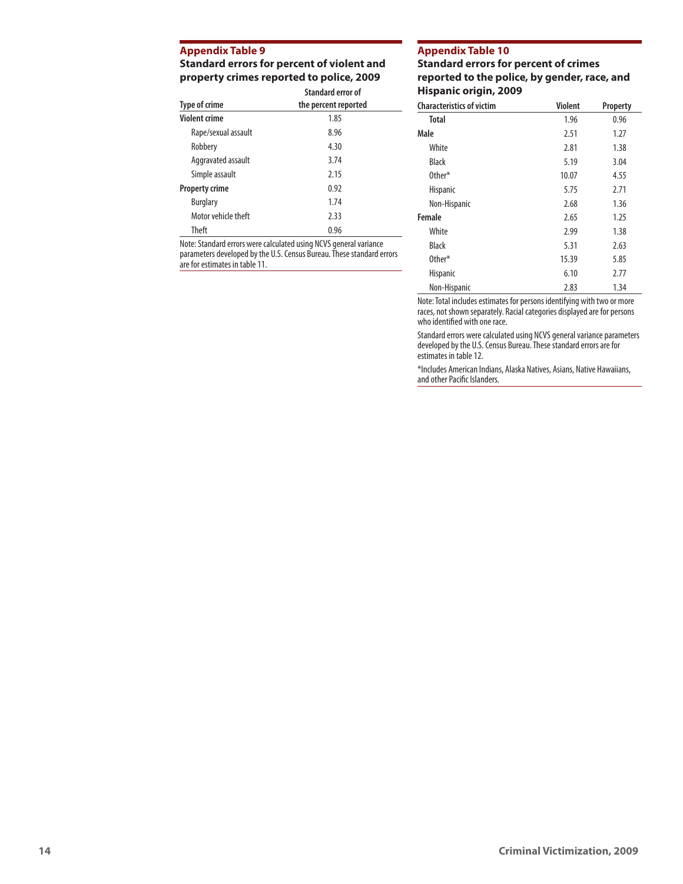## Appendix Table 9

### Standard errors for percent of violent and property crimes reported to police, 2009

| Type of crime | Standard error of the percent reported |
|---|---|
| **Violent crime** | 1.85 |
| Rape/sexual assault | 8.96 |
| Robbery | 4.30 |
| Aggravated assault | 3.74 |
| Simple assault | 2.15 |
| **Property crime** | 0.92 |
| Burglary | 1.74 |
| Motor vehicle theft | 2.33 |
| Theft | 0.96 |

Note: Standard errors were calculated using NCVS general variance parameters developed by the U.S. Census Bureau. These standard errors are for estimates in table 11.

## Appendix Table 10

### Standard errors for percent of crimes reported to the police, by gender, race, and Hispanic origin, 2009

| Characteristics of victim | Violent | Property |
|---|---|---|
| **Total** | 1.96 | 0.96 |
| **Male** | 2.51 | 1.27 |
| White | 2.81 | 1.38 |
| Black | 5.19 | 3.04 |
| Other* | 10.07 | 4.55 |
| Hispanic | 5.75 | 2.71 |
| Non-Hispanic | 2.68 | 1.36 |
| **Female** | 2.65 | 1.25 |
| White | 2.99 | 1.38 |
| Black | 5.31 | 2.63 |
| Other* | 15.39 | 5.85 |
| Hispanic | 6.10 | 2.77 |
| Non-Hispanic | 2.83 | 1.34 |

Note: Total includes estimates for persons identifying with two or more races, not shown separately. Racial categories displayed are for persons who identified with one race.

Standard errors were calculated using NCVS general variance parameters developed by the U.S. Census Bureau. These standard errors are for estimates in table 12.

*Includes American Indians, Alaska Natives, Asians, Native Hawaiians, and other Pacific Islanders.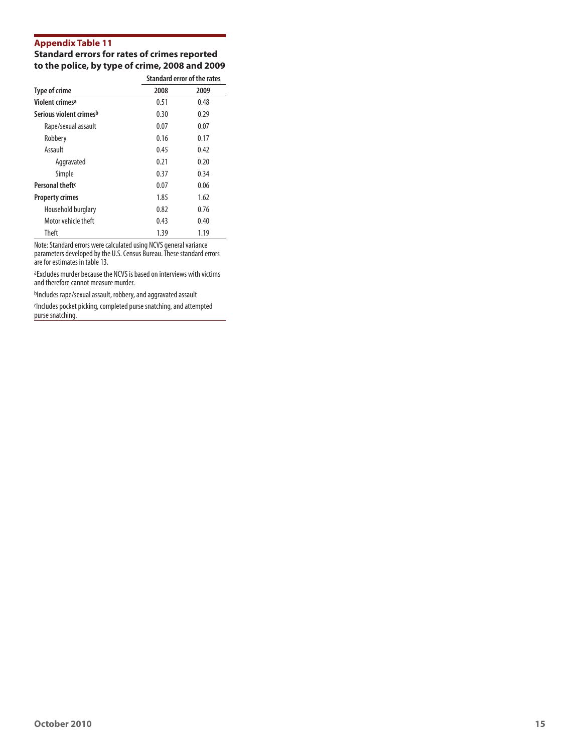**Appendix Table 11**

**Standard errors for rates of crimes reported to the police, by type of crime, 2008 and 2009**

| | Standard error of the rates | |
|---|---|---|
| **Type of crime** | **2008** | **2009** |
| **Violent crimes**[a] | 0.51 | 0.48 |
| **Serious violent crimes**[b] | 0.30 | 0.29 |
| Rape/sexual assault | 0.07 | 0.07 |
| Robbery | 0.16 | 0.17 |
| Assault | 0.45 | 0.42 |
| Aggravated | 0.21 | 0.20 |
| Simple | 0.37 | 0.34 |
| **Personal theft**[c] | 0.07 | 0.06 |
| **Property crimes** | 1.85 | 1.62 |
| Household burglary | 0.82 | 0.76 |
| Motor vehicle theft | 0.43 | 0.40 |
| Theft | 1.39 | 1.19 |

Note: Standard errors were calculated using NCVS general variance parameters developed by the U.S. Census Bureau. These standard errors are for estimates in table 13.

[a]Excludes murder because the NCVS is based on interviews with victims and therefore cannot measure murder.

[b]Includes rape/sexual assault, robbery, and aggravated assault

[c]Includes pocket picking, completed purse snatching, and attempted purse snatching.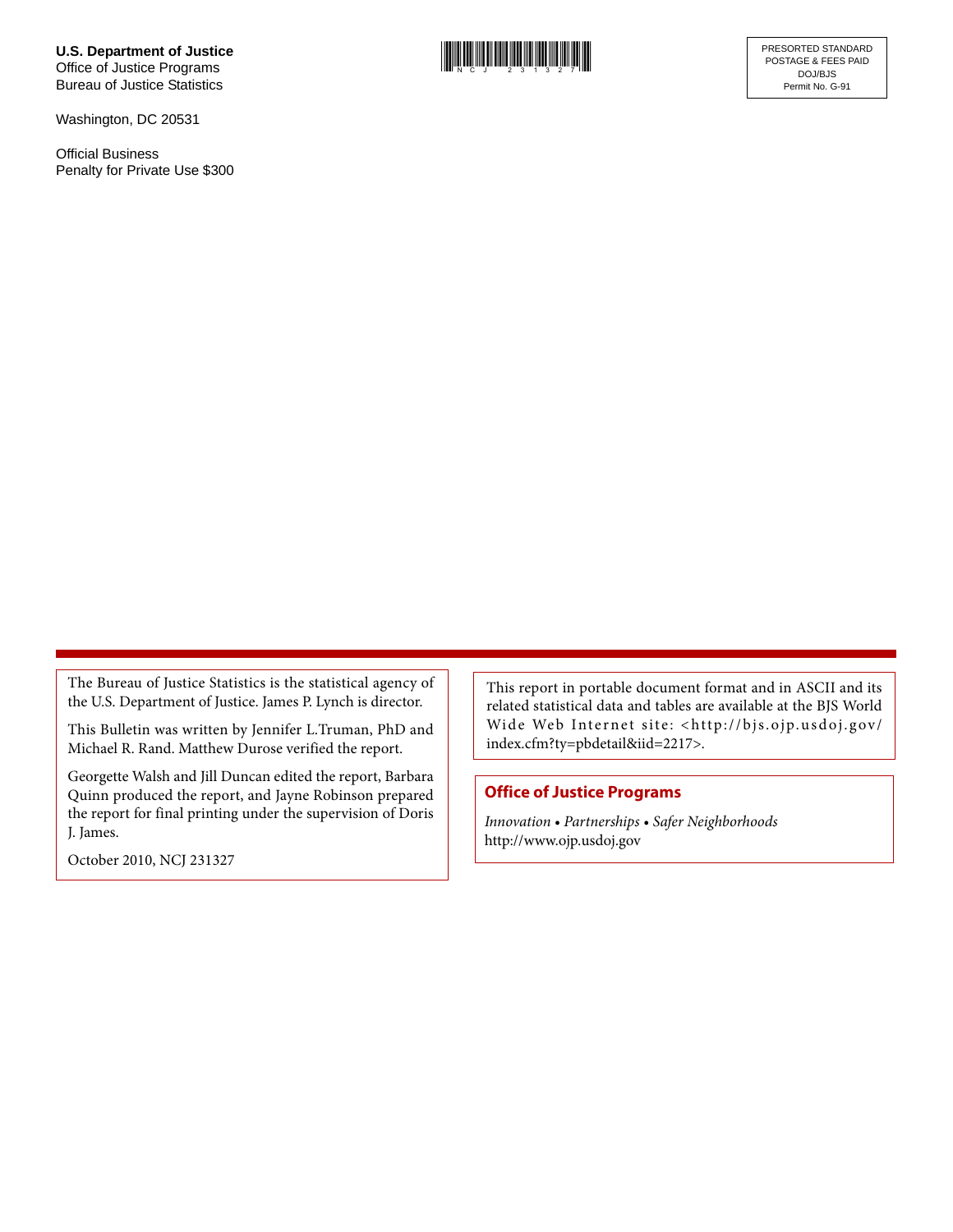**U.S. Department of Justice**
Office of Justice Programs
Bureau of Justice Statistics

Washington, DC 20531

Official Business
Penalty for Private Use $300

PRESORTED STANDARD
POSTAGE & FEES PAID
DOJ/BJS
Permit No. G-91

The Bureau of Justice Statistics is the statistical agency of the U.S. Department of Justice. James P. Lynch is director.

This Bulletin was written by Jennifer L.Truman, PhD and Michael R. Rand. Matthew Durose verified the report.

Georgette Walsh and Jill Duncan edited the report, Barbara Quinn produced the report, and Jayne Robinson prepared the report for final printing under the supervision of Doris J. James.

October 2010, NCJ 231327

This report in portable document format and in ASCII and its related statistical data and tables are available at the BJS World Wide Web Internet site: <http://bjs.ojp.usdoj.gov/index.cfm?ty=pbdetail&iid=2217>.

**Office of Justice Programs**

*Innovation • Partnerships • Safer Neighborhoods*
http://www.ojp.usdoj.gov